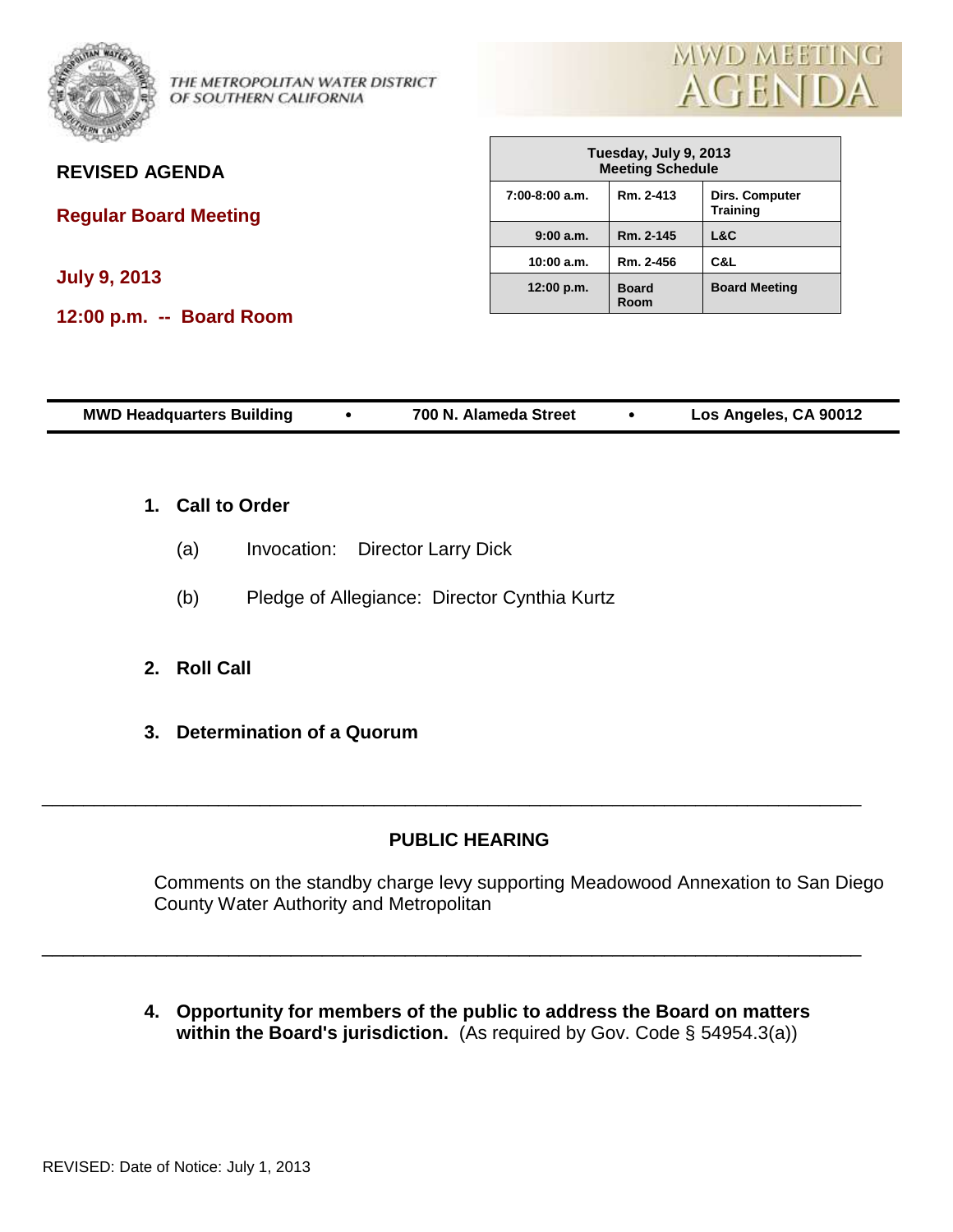THE METROPOLITAN WATER DISTRICT OF SOUTHERN CALIFORNIA

# MWD MEETING AGENDA

**REVISED AGENDA**

**Regular Board Meeting**

**July 9, 2013**

**12:00 p.m. -- Board Room**

| Tuesday, July 9, 2013 Meeting Schedule | | |
|---|---|---|
| 7:00-8:00 a.m. | Rm. 2-413 | Dirs. Computer Training |
| 9:00 a.m. | Rm. 2-145 | L&C |
| 10:00 a.m. | Rm. 2-456 | C&L |
| 12:00 p.m. | Board Room | Board Meeting |

**MWD Headquarters Building • 700 N. Alameda Street • Los Angeles, CA 90012**

1. **Call to Order**

   (a) Invocation: Director Larry Dick

   (b) Pledge of Allegiance: Director Cynthia Kurtz

2. **Roll Call**

3. **Determination of a Quorum**

---

**PUBLIC HEARING**

Comments on the standby charge levy supporting Meadowood Annexation to San Diego County Water Authority and Metropolitan

---

4. **Opportunity for members of the public to address the Board on matters within the Board's jurisdiction.** (As required by Gov. Code § 54954.3(a))

REVISED: Date of Notice: July 1, 2013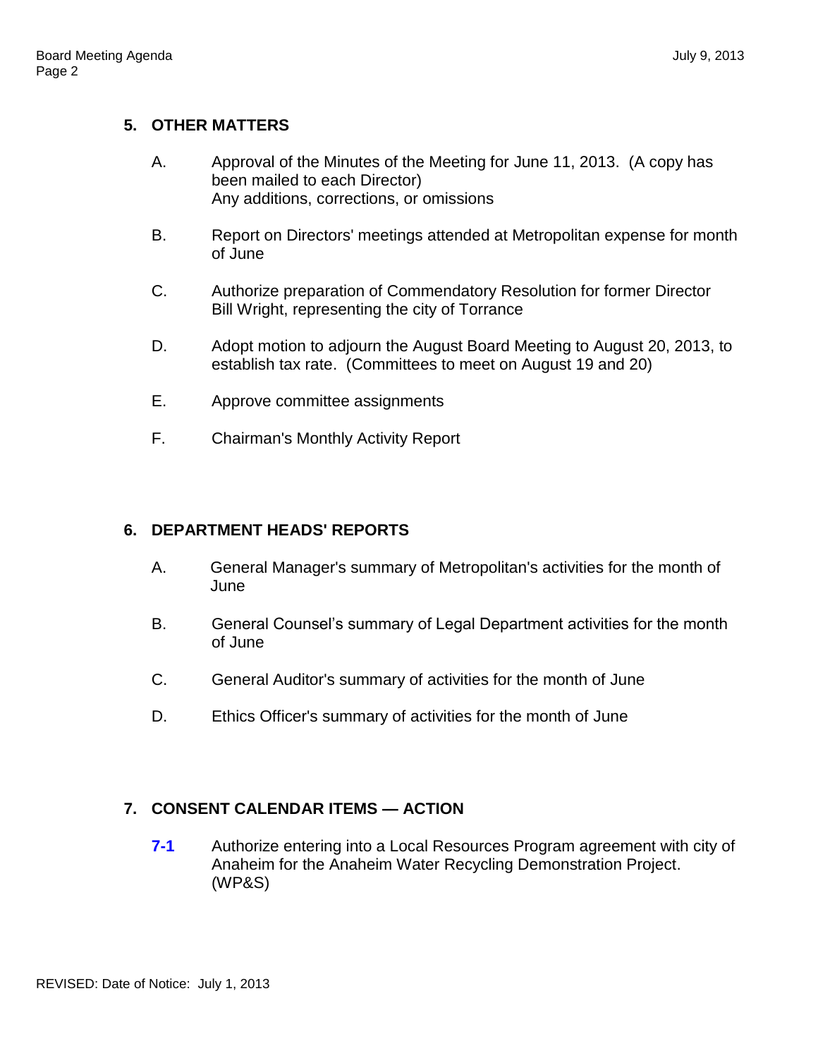## 5. OTHER MATTERS

A. Approval of the Minutes of the Meeting for June 11, 2013. (A copy has been mailed to each Director)
Any additions, corrections, or omissions

B. Report on Directors' meetings attended at Metropolitan expense for month of June

C. Authorize preparation of Commendatory Resolution for former Director Bill Wright, representing the city of Torrance

D. Adopt motion to adjourn the August Board Meeting to August 20, 2013, to establish tax rate. (Committees to meet on August 19 and 20)

E. Approve committee assignments

F. Chairman's Monthly Activity Report

## 6. DEPARTMENT HEADS' REPORTS

A. General Manager's summary of Metropolitan's activities for the month of June

B. General Counsel's summary of Legal Department activities for the month of June

C. General Auditor's summary of activities for the month of June

D. Ethics Officer's summary of activities for the month of June

## 7. CONSENT CALENDAR ITEMS — ACTION

**7-1** Authorize entering into a Local Resources Program agreement with city of Anaheim for the Anaheim Water Recycling Demonstration Project. (WP&S)

REVISED: Date of Notice: July 1, 2013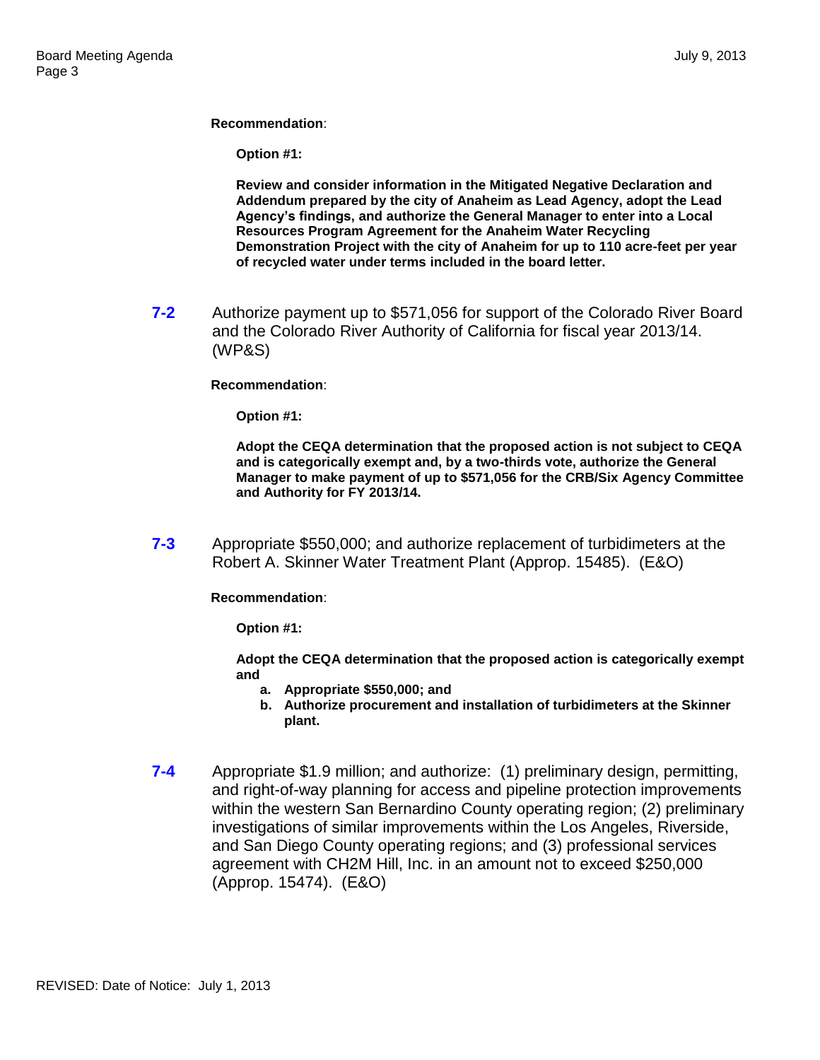**Recommendation**:

**Option #1:**

**Review and consider information in the Mitigated Negative Declaration and Addendum prepared by the city of Anaheim as Lead Agency, adopt the Lead Agency's findings, and authorize the General Manager to enter into a Local Resources Program Agreement for the Anaheim Water Recycling Demonstration Project with the city of Anaheim for up to 110 acre-feet per year of recycled water under terms included in the board letter.**

**7-2** Authorize payment up to $571,056 for support of the Colorado River Board and the Colorado River Authority of California for fiscal year 2013/14. (WP&S)

**Recommendation**:

**Option #1:**

**Adopt the CEQA determination that the proposed action is not subject to CEQA and is categorically exempt and, by a two-thirds vote, authorize the General Manager to make payment of up to $571,056 for the CRB/Six Agency Committee and Authority for FY 2013/14.**

**7-3** Appropriate $550,000; and authorize replacement of turbidimeters at the Robert A. Skinner Water Treatment Plant (Approp. 15485). (E&O)

**Recommendation**:

**Option #1:**

**Adopt the CEQA determination that the proposed action is categorically exempt and**

- **a. Appropriate $550,000; and**
- **b. Authorize procurement and installation of turbidimeters at the Skinner plant.**

**7-4** Appropriate $1.9 million; and authorize: (1) preliminary design, permitting, and right-of-way planning for access and pipeline protection improvements within the western San Bernardino County operating region; (2) preliminary investigations of similar improvements within the Los Angeles, Riverside, and San Diego County operating regions; and (3) professional services agreement with CH2M Hill, Inc. in an amount not to exceed $250,000 (Approp. 15474). (E&O)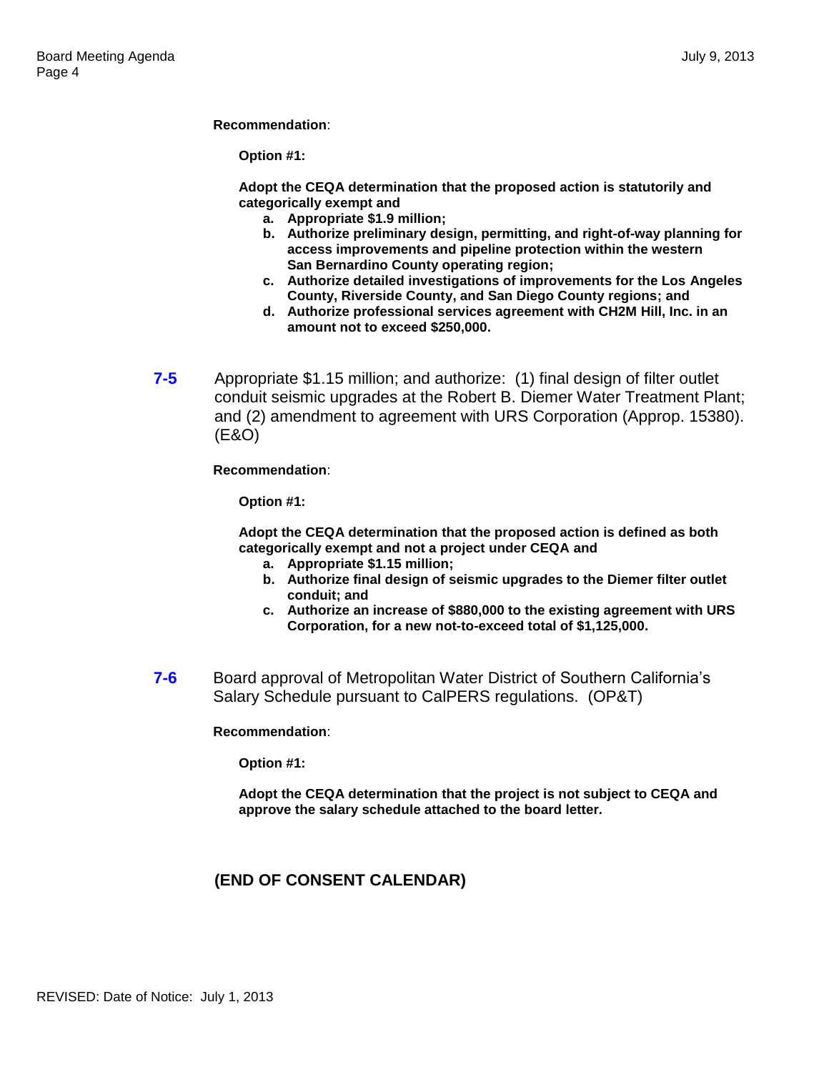**Recommendation**:

**Option #1:**

**Adopt the CEQA determination that the proposed action is statutorily and categorically exempt and**

- **a. Appropriate $1.9 million;**
- **b. Authorize preliminary design, permitting, and right-of-way planning for access improvements and pipeline protection within the western San Bernardino County operating region;**
- **c. Authorize detailed investigations of improvements for the Los Angeles County, Riverside County, and San Diego County regions; and**
- **d. Authorize professional services agreement with CH2M Hill, Inc. in an amount not to exceed $250,000.**

**7-5** Appropriate $1.15 million; and authorize: (1) final design of filter outlet conduit seismic upgrades at the Robert B. Diemer Water Treatment Plant; and (2) amendment to agreement with URS Corporation (Approp. 15380). (E&O)

**Recommendation**:

**Option #1:**

**Adopt the CEQA determination that the proposed action is defined as both categorically exempt and not a project under CEQA and**

- **a. Appropriate $1.15 million;**
- **b. Authorize final design of seismic upgrades to the Diemer filter outlet conduit; and**
- **c. Authorize an increase of $880,000 to the existing agreement with URS Corporation, for a new not-to-exceed total of $1,125,000.**

**7-6** Board approval of Metropolitan Water District of Southern California's Salary Schedule pursuant to CalPERS regulations. (OP&T)

**Recommendation**:

**Option #1:**

**Adopt the CEQA determination that the project is not subject to CEQA and approve the salary schedule attached to the board letter.**

**(END OF CONSENT CALENDAR)**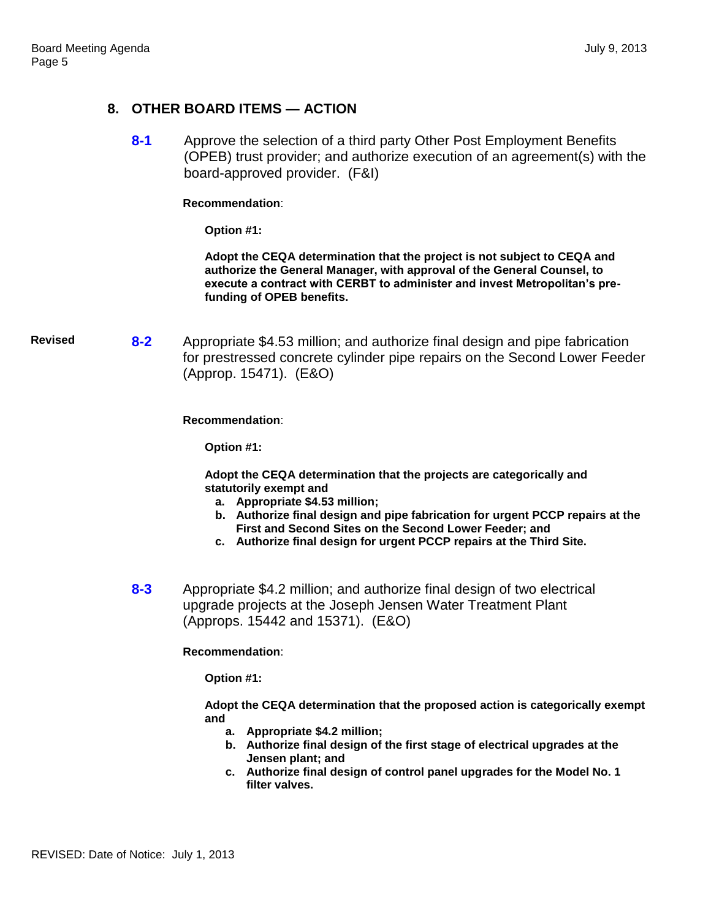## 8. OTHER BOARD ITEMS — ACTION

**8-1** Approve the selection of a third party Other Post Employment Benefits (OPEB) trust provider; and authorize execution of an agreement(s) with the board-approved provider. (F&I)

**Recommendation**:

**Option #1:**

**Adopt the CEQA determination that the project is not subject to CEQA and authorize the General Manager, with approval of the General Counsel, to execute a contract with CERBT to administer and invest Metropolitan's pre-funding of OPEB benefits.**

**Revised** **8-2** Appropriate $4.53 million; and authorize final design and pipe fabrication for prestressed concrete cylinder pipe repairs on the Second Lower Feeder (Approp. 15471). (E&O)

**Recommendation**:

**Option #1:**

**Adopt the CEQA determination that the projects are categorically and statutorily exempt and**

- **a. Appropriate $4.53 million;**
- **b. Authorize final design and pipe fabrication for urgent PCCP repairs at the First and Second Sites on the Second Lower Feeder; and**
- **c. Authorize final design for urgent PCCP repairs at the Third Site.**

**8-3** Appropriate $4.2 million; and authorize final design of two electrical upgrade projects at the Joseph Jensen Water Treatment Plant (Approps. 15442 and 15371). (E&O)

**Recommendation**:

**Option #1:**

**Adopt the CEQA determination that the proposed action is categorically exempt and**

- **a. Appropriate $4.2 million;**
- **b. Authorize final design of the first stage of electrical upgrades at the Jensen plant; and**
- **c. Authorize final design of control panel upgrades for the Model No. 1 filter valves.**

REVISED: Date of Notice: July 1, 2013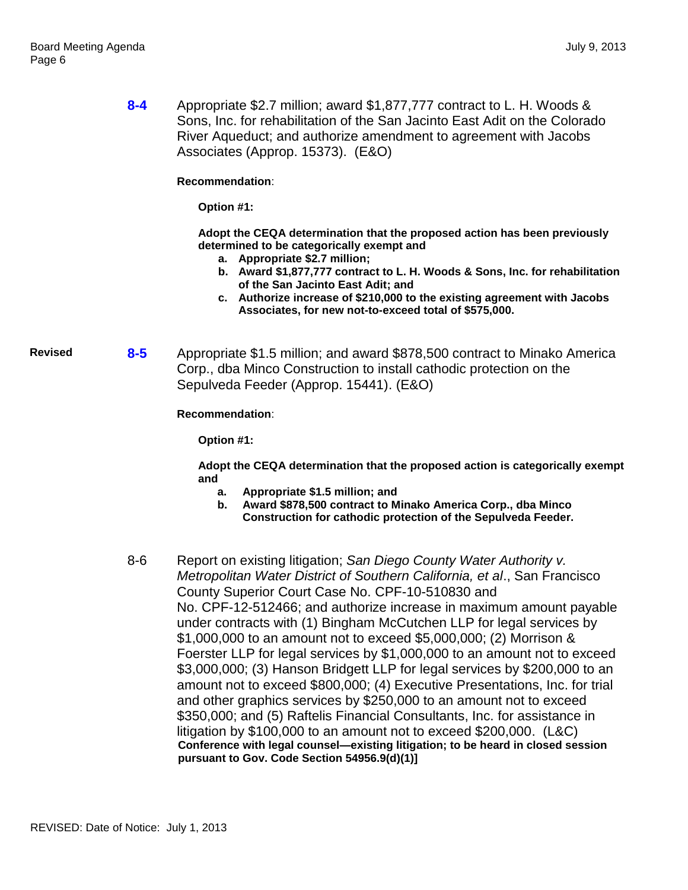**8-4** Appropriate \$2.7 million; award \$1,877,777 contract to L. H. Woods & Sons, Inc. for rehabilitation of the San Jacinto East Adit on the Colorado River Aqueduct; and authorize amendment to agreement with Jacobs Associates (Approp. 15373). (E&O)

**Recommendation**:

**Option #1:**

**Adopt the CEQA determination that the proposed action has been previously determined to be categorically exempt and**

- **a. Appropriate \$2.7 million;**
- **b. Award \$1,877,777 contract to L. H. Woods & Sons, Inc. for rehabilitation of the San Jacinto East Adit; and**
- **c. Authorize increase of \$210,000 to the existing agreement with Jacobs Associates, for new not-to-exceed total of \$575,000.**

**Revised** **8-5** Appropriate \$1.5 million; and award \$878,500 contract to Minako America Corp., dba Minco Construction to install cathodic protection on the Sepulveda Feeder (Approp. 15441). (E&O)

**Recommendation**:

**Option #1:**

**Adopt the CEQA determination that the proposed action is categorically exempt and**

- **a. Appropriate \$1.5 million; and**
- **b. Award \$878,500 contract to Minako America Corp., dba Minco Construction for cathodic protection of the Sepulveda Feeder.**

8-6 Report on existing litigation; *San Diego County Water Authority v. Metropolitan Water District of Southern California, et al*., San Francisco County Superior Court Case No. CPF-10-510830 and No. CPF-12-512466; and authorize increase in maximum amount payable under contracts with (1) Bingham McCutchen LLP for legal services by \$1,000,000 to an amount not to exceed \$5,000,000; (2) Morrison & Foerster LLP for legal services by \$1,000,000 to an amount not to exceed \$3,000,000; (3) Hanson Bridgett LLP for legal services by \$200,000 to an amount not to exceed \$800,000; (4) Executive Presentations, Inc. for trial and other graphics services by \$250,000 to an amount not to exceed \$350,000; and (5) Raftelis Financial Consultants, Inc. for assistance in litigation by \$100,000 to an amount not to exceed \$200,000. (L&C) **Conference with legal counsel—existing litigation; to be heard in closed session pursuant to Gov. Code Section 54956.9(d)(1)]**

REVISED: Date of Notice: July 1, 2013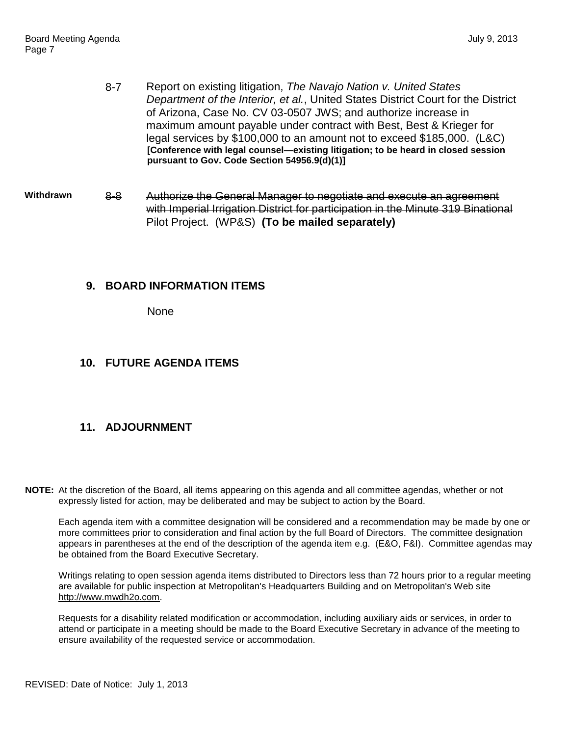8-7 Report on existing litigation, *The Navajo Nation v. United States Department of the Interior, et al.*, United States District Court for the District of Arizona, Case No. CV 03-0507 JWS; and authorize increase in maximum amount payable under contract with Best, Best & Krieger for legal services by $100,000 to an amount not to exceed $185,000. (L&C)
**[Conference with legal counsel—existing litigation; to be heard in closed session pursuant to Gov. Code Section 54956.9(d)(1)]**

**Withdrawn** ~~8-8 Authorize the General Manager to negotiate and execute an agreement with Imperial Irrigation District for participation in the Minute 319 Binational Pilot Project. (WP&S)~~ ~~**(To be mailed separately)**~~

## 9. BOARD INFORMATION ITEMS

None

## 10. FUTURE AGENDA ITEMS

## 11. ADJOURNMENT

**NOTE:** At the discretion of the Board, all items appearing on this agenda and all committee agendas, whether or not expressly listed for action, may be deliberated and may be subject to action by the Board.

Each agenda item with a committee designation will be considered and a recommendation may be made by one or more committees prior to consideration and final action by the full Board of Directors. The committee designation appears in parentheses at the end of the description of the agenda item e.g. (E&O, F&I). Committee agendas may be obtained from the Board Executive Secretary.

Writings relating to open session agenda items distributed to Directors less than 72 hours prior to a regular meeting are available for public inspection at Metropolitan's Headquarters Building and on Metropolitan's Web site http://www.mwdh2o.com.

Requests for a disability related modification or accommodation, including auxiliary aids or services, in order to attend or participate in a meeting should be made to the Board Executive Secretary in advance of the meeting to ensure availability of the requested service or accommodation.

REVISED: Date of Notice: July 1, 2013